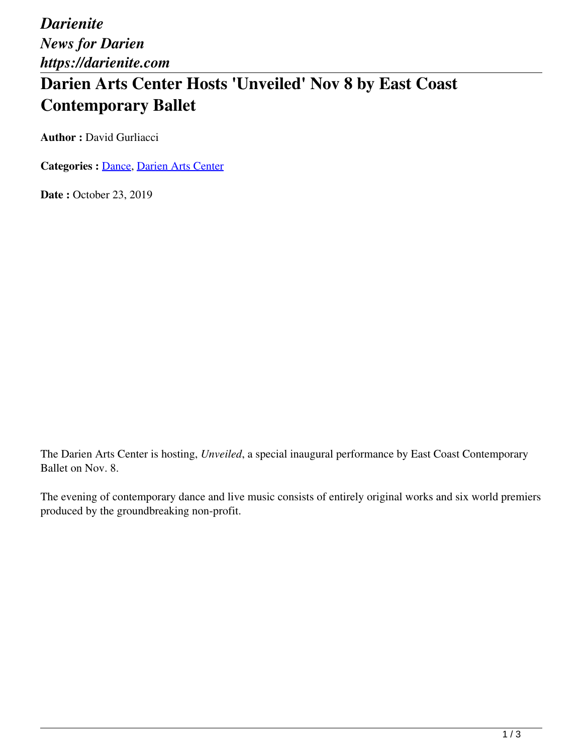*Darienite*
*News for Darien*
*https://darienite.com*

# Darien Arts Center Hosts 'Unveiled' Nov 8 by East Coast Contemporary Ballet

**Author :** David Gurliacci

**Categories :** [Dance](), [Darien Arts Center]()

**Date :** October 23, 2019

The Darien Arts Center is hosting, *Unveiled*, a special inaugural performance by East Coast Contemporary Ballet on Nov. 8.

The evening of contemporary dance and live music consists of entirely original works and six world premiers produced by the groundbreaking non-profit.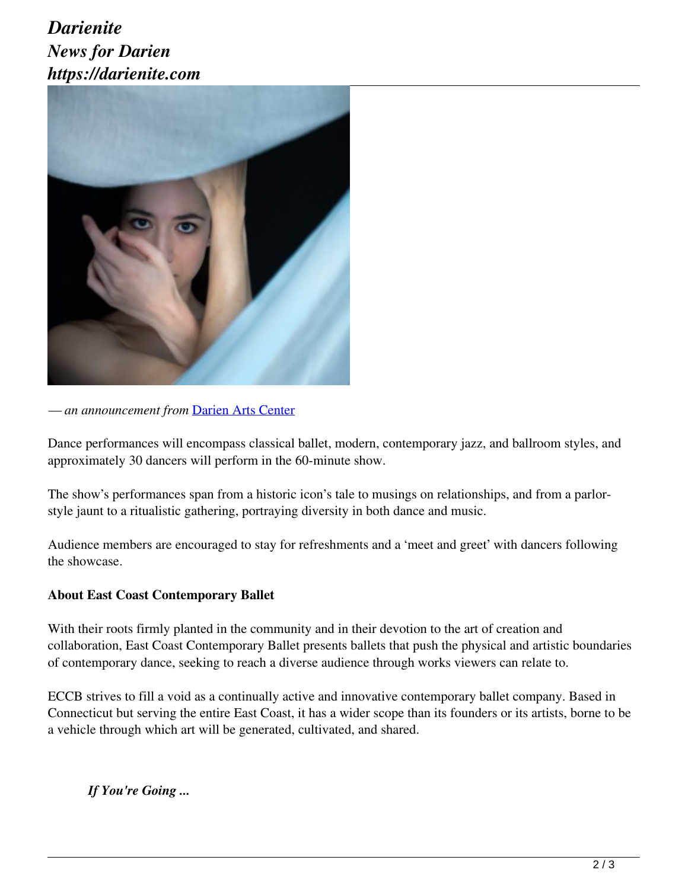— *an announcement from* [Darien Arts Center]

Dance performances will encompass classical ballet, modern, contemporary jazz, and ballroom styles, and approximately 30 dancers will perform in the 60-minute show.

The show's performances span from a historic icon's tale to musings on relationships, and from a parlor-style jaunt to a ritualistic gathering, portraying diversity in both dance and music.

Audience members are encouraged to stay for refreshments and a 'meet and greet' with dancers following the showcase.

**About East Coast Contemporary Ballet**

With their roots firmly planted in the community and in their devotion to the art of creation and collaboration, East Coast Contemporary Ballet presents ballets that push the physical and artistic boundaries of contemporary dance, seeking to reach a diverse audience through works viewers can relate to.

ECCB strives to fill a void as a continually active and innovative contemporary ballet company. Based in Connecticut but serving the entire East Coast, it has a wider scope than its founders or its artists, borne to be a vehicle through which art will be generated, cultivated, and shared.

***If You're Going ...***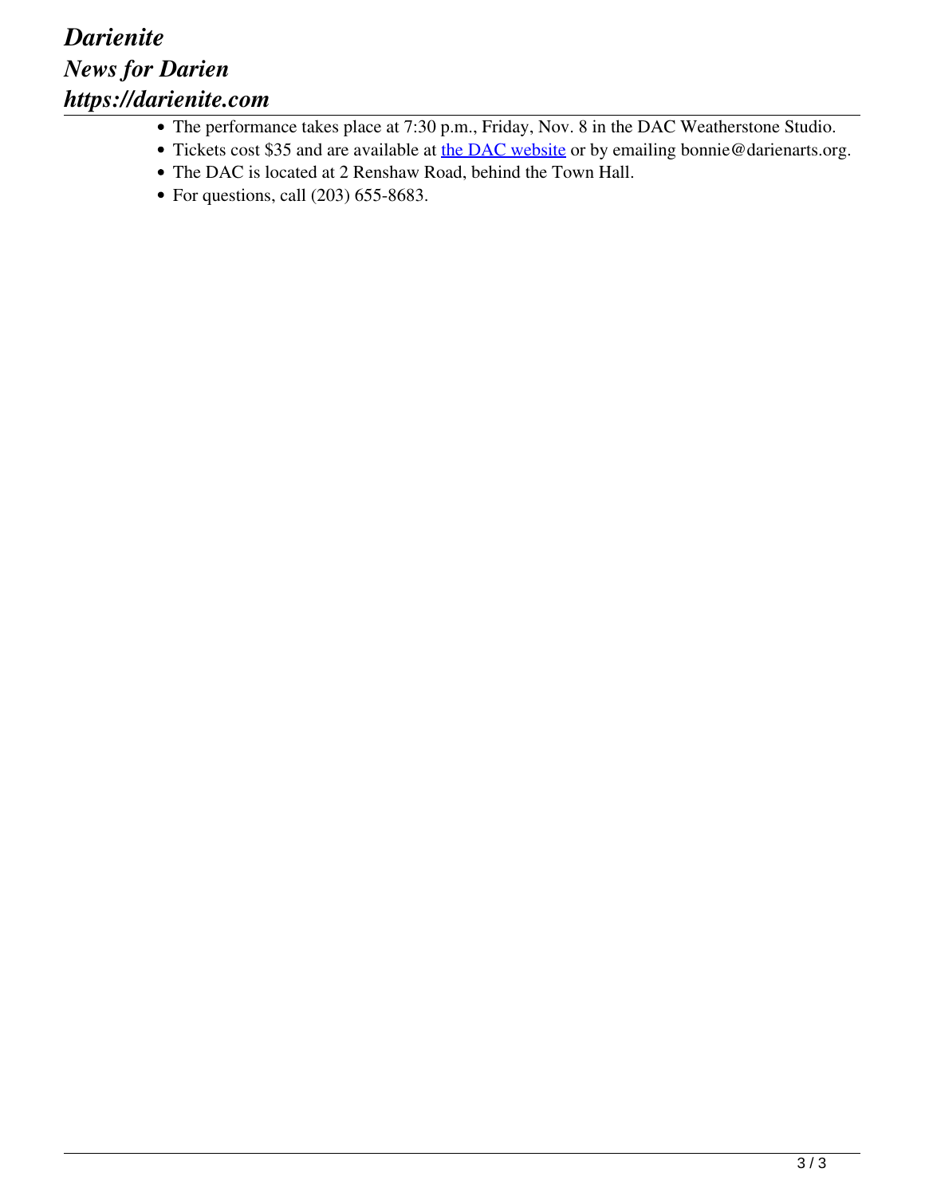- The performance takes place at 7:30 p.m., Friday, Nov. 8 in the DAC Weatherstone Studio.
- Tickets cost $35 and are available at the DAC website or by emailing bonnie@darienarts.org.
- The DAC is located at 2 Renshaw Road, behind the Town Hall.
- For questions, call (203) 655-8683.